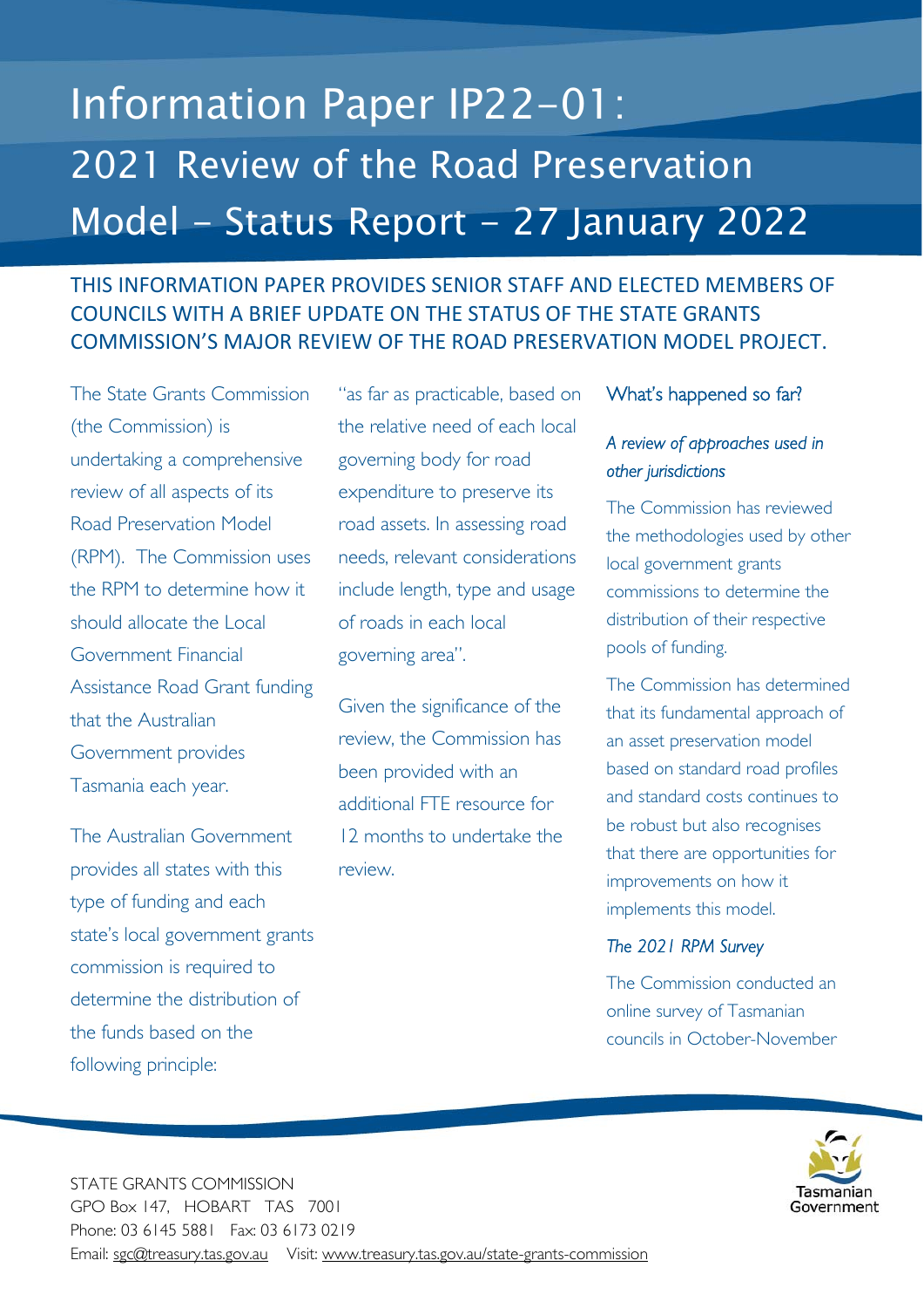# Information Paper IP22-01: 2021 Review of the Road Preservation Model – Status Report – 27 January 2022

THIS INFORMATION PAPER PROVIDES SENIOR STAFF AND ELECTED MEMBERS OF COUNCILS WITH A BRIEF UPDATE ON THE STATUS OF THE STATE GRANTS COMMISSION'S MAJOR REVIEW OF THE ROAD PRESERVATION MODEL PROJECT.

The State Grants Commission (the Commission) is undertaking a comprehensive review of all aspects of its Road Preservation Model (RPM). The Commission uses the RPM to determine how it should allocate the Local Government Financial Assistance Road Grant funding that the Australian Government provides Tasmania each year.

The Australian Government provides all states with this type of funding and each state's local government grants commission is required to determine the distribution of the funds based on the following principle:

"as far as practicable, based on the relative need of each local governing body for road expenditure to preserve its road assets. In assessing road needs, relevant considerations include length, type and usage of roads in each local governing area".

Given the significance of the review, the Commission has been provided with an additional FTE resource for 12 months to undertake the review.

## What's happened so far?

### *A review of approaches used in other jurisdictions*

The Commission has reviewed the methodologies used by other local government grants commissions to determine the distribution of their respective pools of funding.

The Commission has determined that its fundamental approach of an asset preservation model based on standard road profiles and standard costs continues to be robust but also recognises that there are opportunities for improvements on how it implements this model.

### *The 2021 RPM Survey*

The Commission conducted an online survey of Tasmanian councils in October-November

STATE GRANTS COMMISSION
GPO Box 147, HOBART TAS 7001
Phone: 03 6145 5881 Fax: 03 6173 0219
Email: sgc@treasury.tas.gov.au Visit: www.treasury.tas.gov.au/state-grants-commission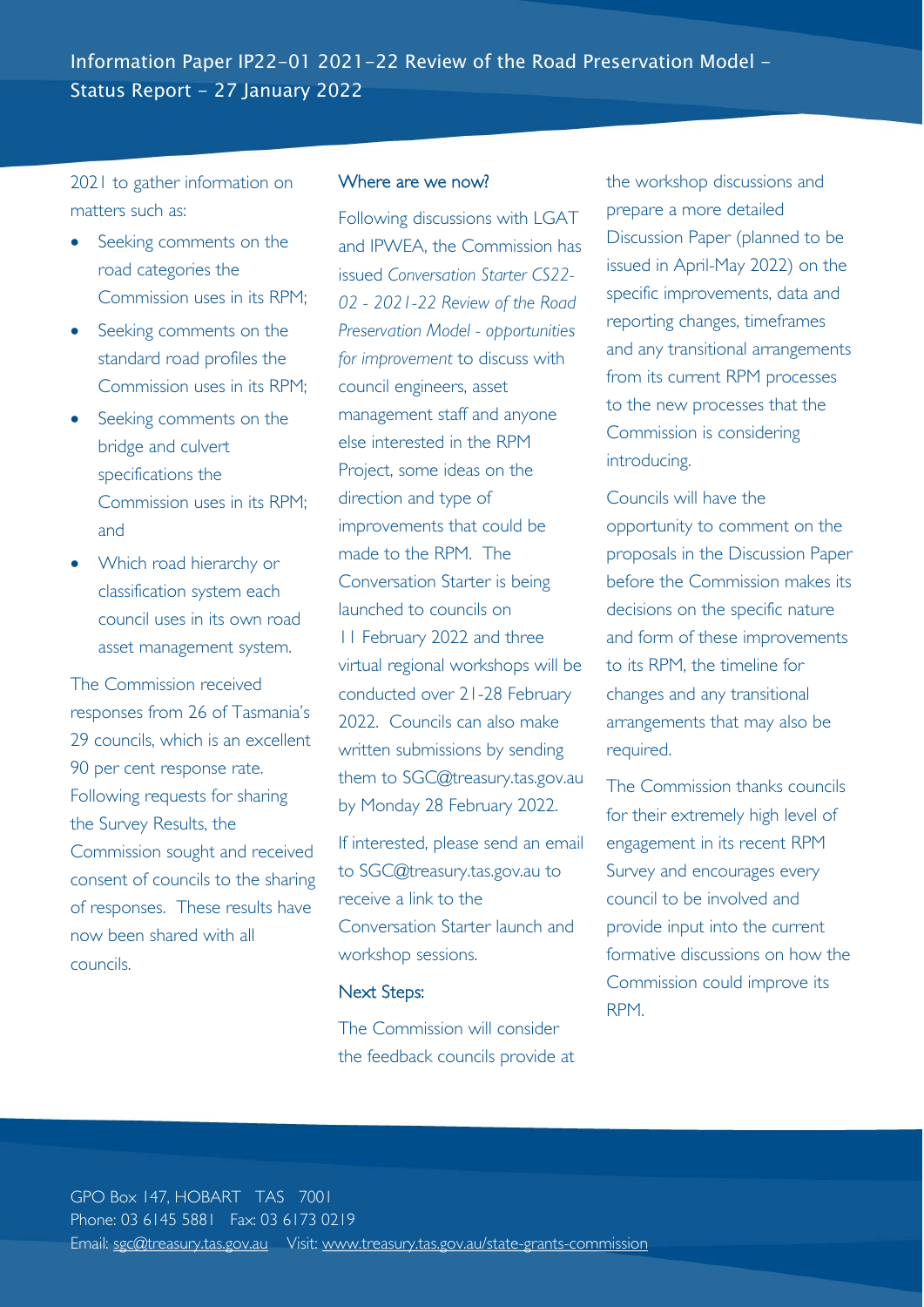2021 to gather information on matters such as:

- Seeking comments on the road categories the Commission uses in its RPM;
- Seeking comments on the standard road profiles the Commission uses in its RPM;
- Seeking comments on the bridge and culvert specifications the Commission uses in its RPM; and
- Which road hierarchy or classification system each council uses in its own road asset management system.

The Commission received responses from 26 of Tasmania's 29 councils, which is an excellent 90 per cent response rate. Following requests for sharing the Survey Results, the Commission sought and received consent of councils to the sharing of responses. These results have now been shared with all councils.

## Where are we now?

Following discussions with LGAT and IPWEA, the Commission has issued *Conversation Starter CS22-02 - 2021-22 Review of the Road Preservation Model - opportunities for improvement* to discuss with council engineers, asset management staff and anyone else interested in the RPM Project, some ideas on the direction and type of improvements that could be made to the RPM. The Conversation Starter is being launched to councils on 11 February 2022 and three virtual regional workshops will be conducted over 21-28 February 2022. Councils can also make written submissions by sending them to SGC@treasury.tas.gov.au by Monday 28 February 2022.

If interested, please send an email to SGC@treasury.tas.gov.au to receive a link to the Conversation Starter launch and workshop sessions.

## Next Steps:

The Commission will consider the feedback councils provide at the workshop discussions and prepare a more detailed Discussion Paper (planned to be issued in April-May 2022) on the specific improvements, data and reporting changes, timeframes and any transitional arrangements from its current RPM processes to the new processes that the Commission is considering introducing.

Councils will have the opportunity to comment on the proposals in the Discussion Paper before the Commission makes its decisions on the specific nature and form of these improvements to its RPM, the timeline for changes and any transitional arrangements that may also be required.

The Commission thanks councils for their extremely high level of engagement in its recent RPM Survey and encourages every council to be involved and provide input into the current formative discussions on how the Commission could improve its RPM.

GPO Box 147, HOBART TAS 7001
Phone: 03 6145 5881 Fax: 03 6173 0219
Email: sgc@treasury.tas.gov.au Visit: www.treasury.tas.gov.au/state-grants-commission